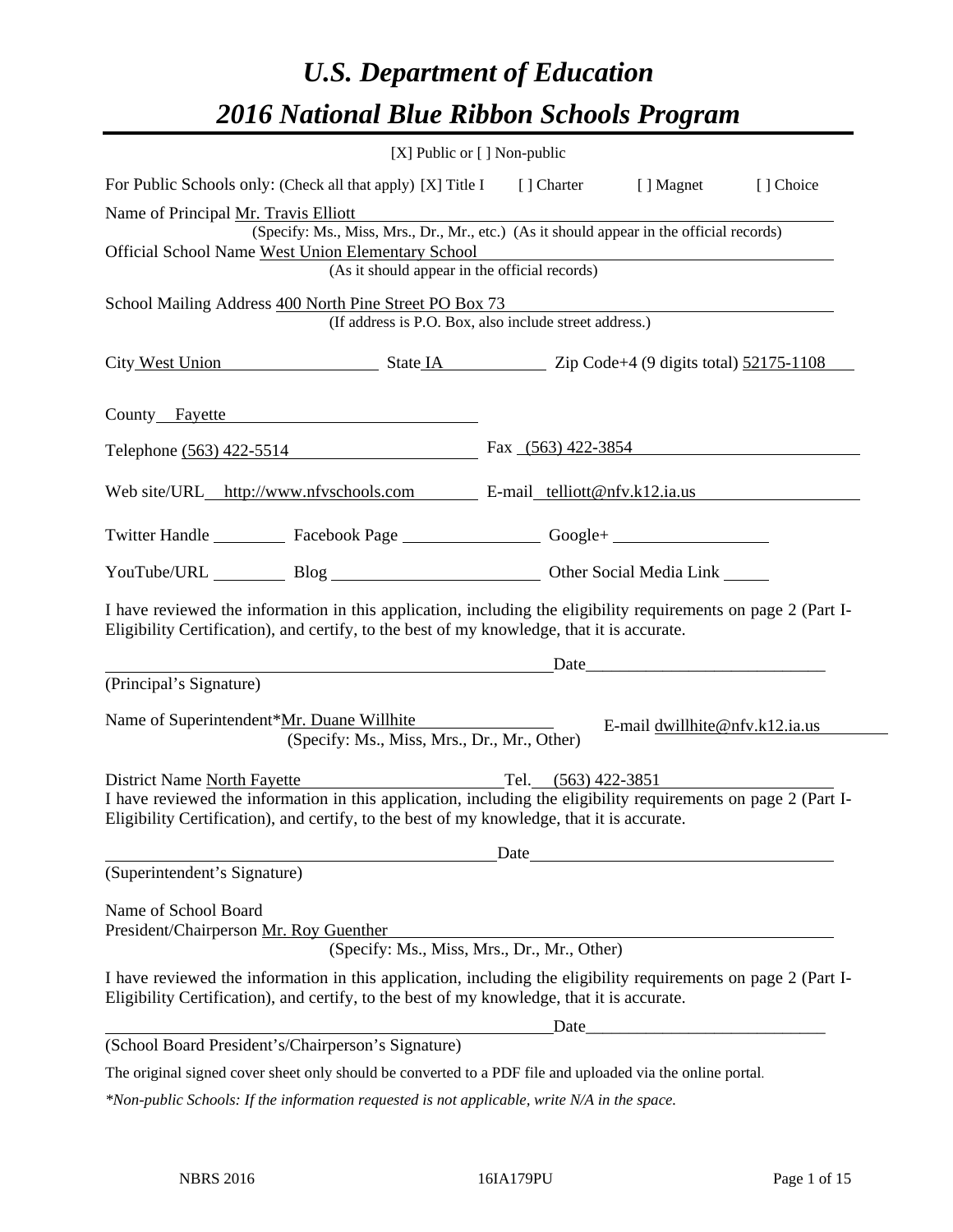# *U.S. Department of Education*

# *2016 National Blue Ribbon Schools Program*

[X] Public or [ ] Non-public

For Public Schools only: (Check all that apply) [X] Title I [ ] Charter [ ] Magnet [ ] Choice

Name of Principal Mr. Travis Elliott
(Specify: Ms., Miss, Mrs., Dr., Mr., etc.) (As it should appear in the official records)

Official School Name West Union Elementary School
(As it should appear in the official records)

School Mailing Address 400 North Pine Street PO Box 73
(If address is P.O. Box, also include street address.)

City West Union State IA Zip Code+4 (9 digits total) 52175-1108

County Fayette

Telephone (563) 422-5514 Fax (563) 422-3854

Web site/URL http://www.nfvschools.com E-mail telliott@nfv.k12.ia.us

Twitter Handle ________ Facebook Page ________ Google+ ________

YouTube/URL ________ Blog ________ Other Social Media Link ________

I have reviewed the information in this application, including the eligibility requirements on page 2 (Part I-Eligibility Certification), and certify, to the best of my knowledge, that it is accurate.

_______________________________ Date_______________________
(Principal's Signature)

Name of Superintendent*Mr. Duane Willhite E-mail dwillhite@nfv.k12.ia.us
(Specify: Ms., Miss, Mrs., Dr., Mr., Other)

District Name North Fayette Tel. (563) 422-3851

I have reviewed the information in this application, including the eligibility requirements on page 2 (Part I-Eligibility Certification), and certify, to the best of my knowledge, that it is accurate.

_______________________________ Date_______________________
(Superintendent's Signature)

Name of School Board
President/Chairperson Mr. Roy Guenther
(Specify: Ms., Miss, Mrs., Dr., Mr., Other)

I have reviewed the information in this application, including the eligibility requirements on page 2 (Part I-Eligibility Certification), and certify, to the best of my knowledge, that it is accurate.

_______________________________ Date_______________________
(School Board President's/Chairperson's Signature)

The original signed cover sheet only should be converted to a PDF file and uploaded via the online portal.

*\*Non-public Schools: If the information requested is not applicable, write N/A in the space.*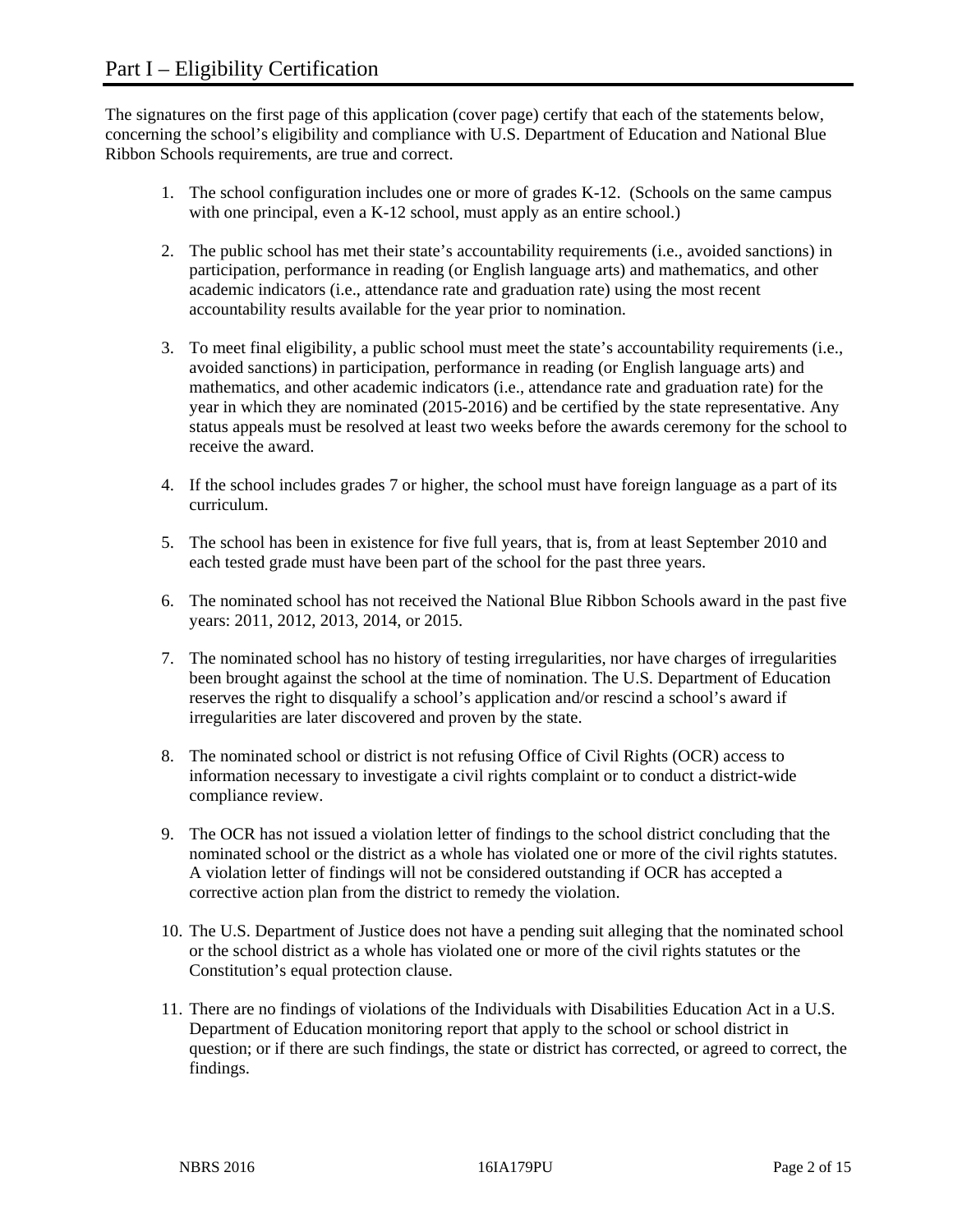# Part I – Eligibility Certification

The signatures on the first page of this application (cover page) certify that each of the statements below, concerning the school's eligibility and compliance with U.S. Department of Education and National Blue Ribbon Schools requirements, are true and correct.

1. The school configuration includes one or more of grades K-12. (Schools on the same campus with one principal, even a K-12 school, must apply as an entire school.)

2. The public school has met their state's accountability requirements (i.e., avoided sanctions) in participation, performance in reading (or English language arts) and mathematics, and other academic indicators (i.e., attendance rate and graduation rate) using the most recent accountability results available for the year prior to nomination.

3. To meet final eligibility, a public school must meet the state's accountability requirements (i.e., avoided sanctions) in participation, performance in reading (or English language arts) and mathematics, and other academic indicators (i.e., attendance rate and graduation rate) for the year in which they are nominated (2015-2016) and be certified by the state representative. Any status appeals must be resolved at least two weeks before the awards ceremony for the school to receive the award.

4. If the school includes grades 7 or higher, the school must have foreign language as a part of its curriculum.

5. The school has been in existence for five full years, that is, from at least September 2010 and each tested grade must have been part of the school for the past three years.

6. The nominated school has not received the National Blue Ribbon Schools award in the past five years: 2011, 2012, 2013, 2014, or 2015.

7. The nominated school has no history of testing irregularities, nor have charges of irregularities been brought against the school at the time of nomination. The U.S. Department of Education reserves the right to disqualify a school's application and/or rescind a school's award if irregularities are later discovered and proven by the state.

8. The nominated school or district is not refusing Office of Civil Rights (OCR) access to information necessary to investigate a civil rights complaint or to conduct a district-wide compliance review.

9. The OCR has not issued a violation letter of findings to the school district concluding that the nominated school or the district as a whole has violated one or more of the civil rights statutes. A violation letter of findings will not be considered outstanding if OCR has accepted a corrective action plan from the district to remedy the violation.

10. The U.S. Department of Justice does not have a pending suit alleging that the nominated school or the school district as a whole has violated one or more of the civil rights statutes or the Constitution's equal protection clause.

11. There are no findings of violations of the Individuals with Disabilities Education Act in a U.S. Department of Education monitoring report that apply to the school or school district in question; or if there are such findings, the state or district has corrected, or agreed to correct, the findings.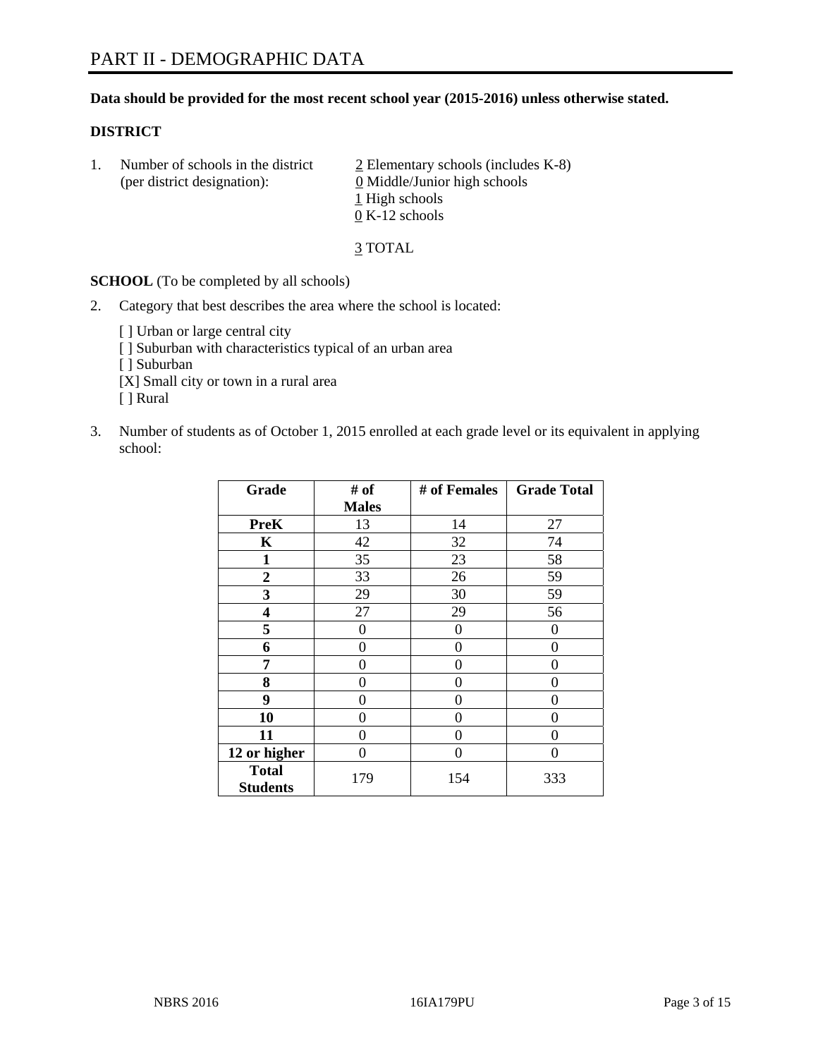# PART II - DEMOGRAPHIC DATA

**Data should be provided for the most recent school year (2015-2016) unless otherwise stated.**

**DISTRICT**

1. Number of schools in the district (per district designation):
   - 2 Elementary schools (includes K-8)
   - 0 Middle/Junior high schools
   - 1 High schools
   - 0 K-12 schools

   3 TOTAL

**SCHOOL** (To be completed by all schools)

2. Category that best describes the area where the school is located:

   [ ] Urban or large central city
   [ ] Suburban with characteristics typical of an urban area
   [ ] Suburban
   [X] Small city or town in a rural area
   [ ] Rural

3. Number of students as of October 1, 2015 enrolled at each grade level or its equivalent in applying school:

| Grade | # of Males | # of Females | Grade Total |
|---|---|---|---|
| **PreK** | 13 | 14 | 27 |
| **K** | 42 | 32 | 74 |
| **1** | 35 | 23 | 58 |
| **2** | 33 | 26 | 59 |
| **3** | 29 | 30 | 59 |
| **4** | 27 | 29 | 56 |
| **5** | 0 | 0 | 0 |
| **6** | 0 | 0 | 0 |
| **7** | 0 | 0 | 0 |
| **8** | 0 | 0 | 0 |
| **9** | 0 | 0 | 0 |
| **10** | 0 | 0 | 0 |
| **11** | 0 | 0 | 0 |
| **12 or higher** | 0 | 0 | 0 |
| **Total Students** | 179 | 154 | 333 |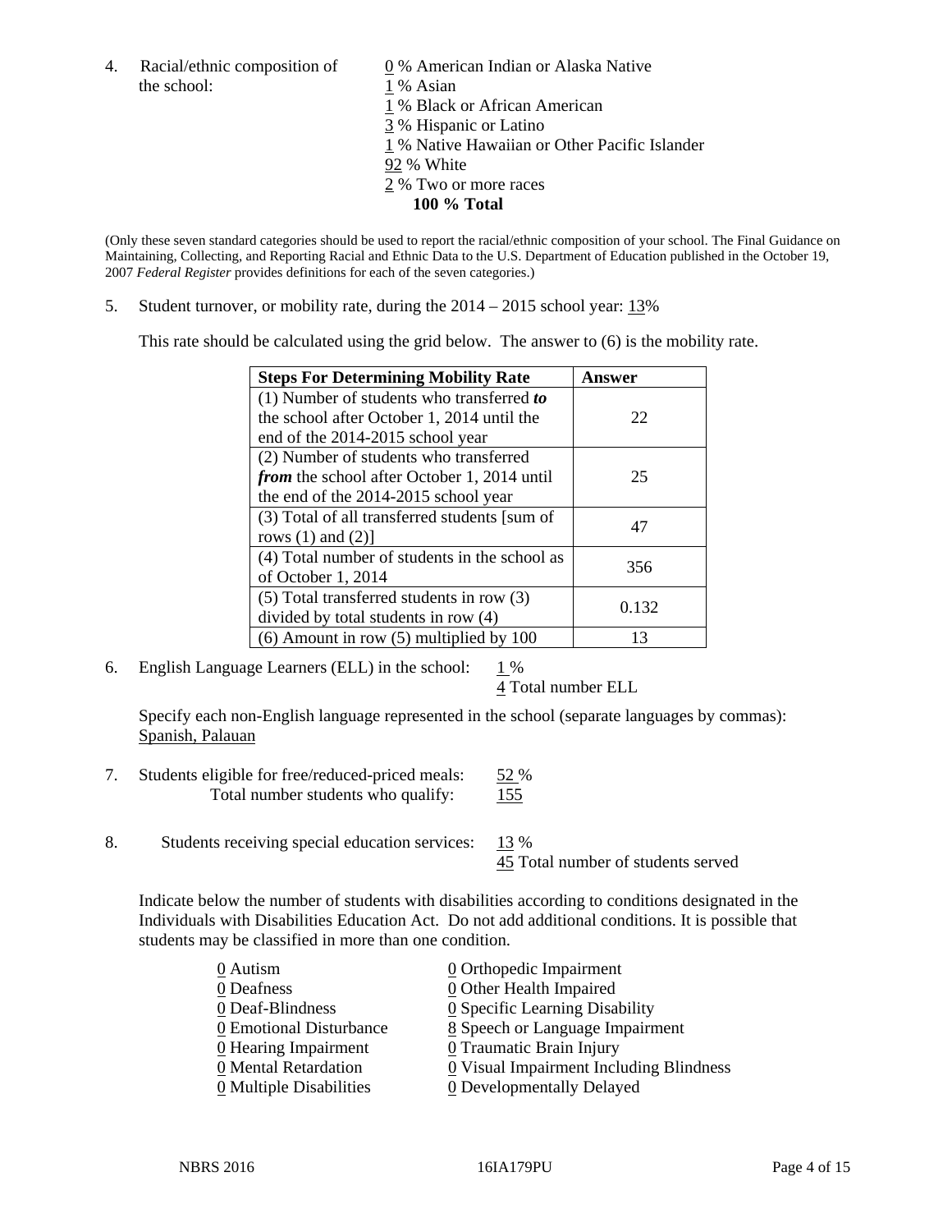4. Racial/ethnic composition of the school:

0 % American Indian or Alaska Native
1 % Asian
1 % Black or African American
3 % Hispanic or Latino
1 % Native Hawaiian or Other Pacific Islander
92 % White
2 % Two or more races
**100 % Total**

(Only these seven standard categories should be used to report the racial/ethnic composition of your school. The Final Guidance on Maintaining, Collecting, and Reporting Racial and Ethnic Data to the U.S. Department of Education published in the October 19, 2007 *Federal Register* provides definitions for each of the seven categories.)

5. Student turnover, or mobility rate, during the 2014 – 2015 school year: 13%

This rate should be calculated using the grid below. The answer to (6) is the mobility rate.

| **Steps For Determining Mobility Rate** | **Answer** |
|---|---|
| (1) Number of students who transferred ***to*** the school after October 1, 2014 until the end of the 2014-2015 school year | 22 |
| (2) Number of students who transferred ***from*** the school after October 1, 2014 until the end of the 2014-2015 school year | 25 |
| (3) Total of all transferred students [sum of rows (1) and (2)] | 47 |
| (4) Total number of students in the school as of October 1, 2014 | 356 |
| (5) Total transferred students in row (3) divided by total students in row (4) | 0.132 |
| (6) Amount in row (5) multiplied by 100 | 13 |

6. English Language Learners (ELL) in the school: 1 %
4 Total number ELL

Specify each non-English language represented in the school (separate languages by commas): Spanish, Palauan

7. Students eligible for free/reduced-priced meals: 52 %
Total number students who qualify: 155

8. Students receiving special education services: 13 %
45 Total number of students served

Indicate below the number of students with disabilities according to conditions designated in the Individuals with Disabilities Education Act. Do not add additional conditions. It is possible that students may be classified in more than one condition.

0 Autism
0 Deafness
0 Deaf-Blindness
0 Emotional Disturbance
0 Hearing Impairment
0 Mental Retardation
0 Multiple Disabilities
0 Orthopedic Impairment
0 Other Health Impaired
0 Specific Learning Disability
8 Speech or Language Impairment
0 Traumatic Brain Injury
0 Visual Impairment Including Blindness
0 Developmentally Delayed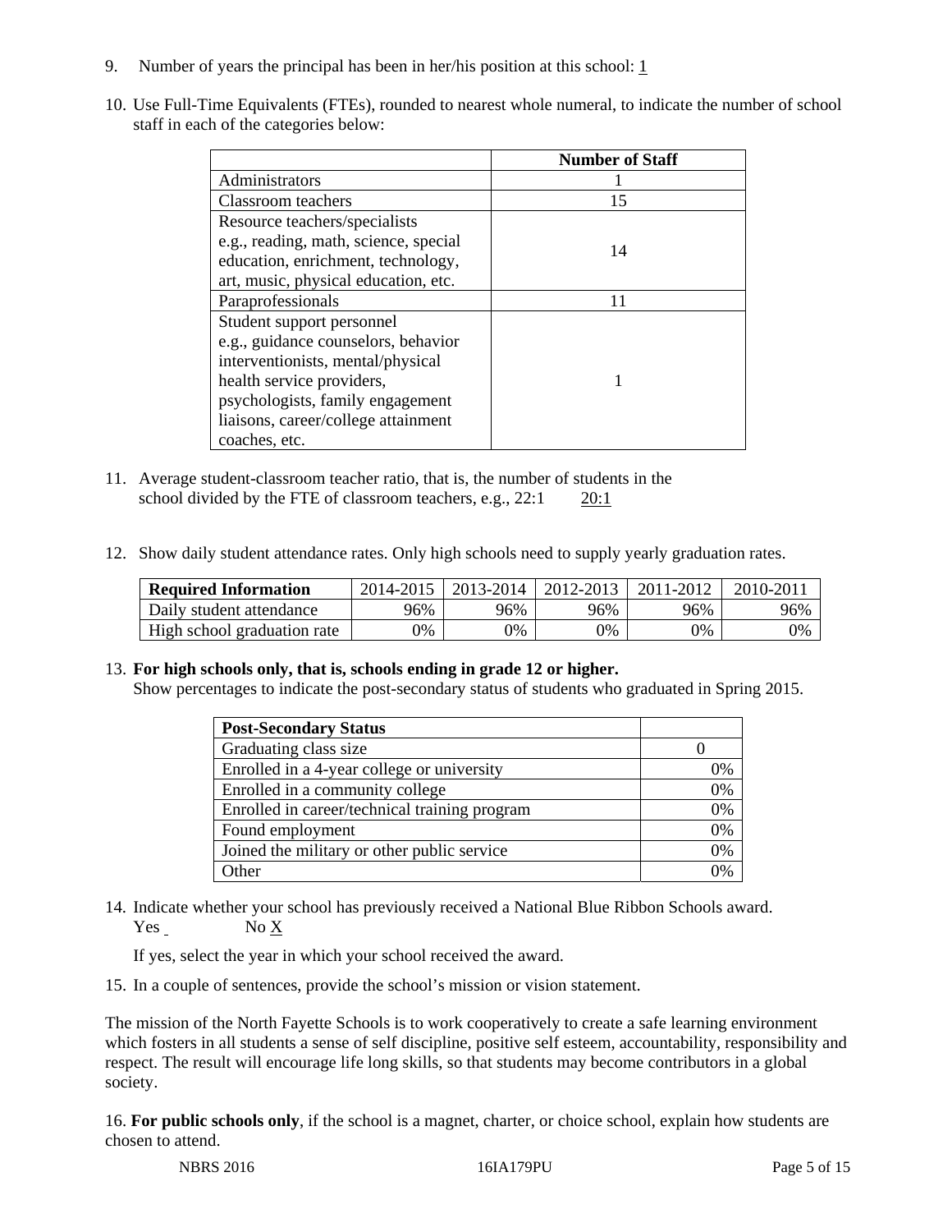9. Number of years the principal has been in her/his position at this school: 1

10. Use Full-Time Equivalents (FTEs), rounded to nearest whole numeral, to indicate the number of school staff in each of the categories below:

| | Number of Staff |
|---|---|
| Administrators | 1 |
| Classroom teachers | 15 |
| Resource teachers/specialists e.g., reading, math, science, special education, enrichment, technology, art, music, physical education, etc. | 14 |
| Paraprofessionals | 11 |
| Student support personnel e.g., guidance counselors, behavior interventionists, mental/physical health service providers, psychologists, family engagement liaisons, career/college attainment coaches, etc. | 1 |

11. Average student-classroom teacher ratio, that is, the number of students in the school divided by the FTE of classroom teachers, e.g., 22:1 20:1

12. Show daily student attendance rates. Only high schools need to supply yearly graduation rates.

| Required Information | 2014-2015 | 2013-2014 | 2012-2013 | 2011-2012 | 2010-2011 |
|---|---|---|---|---|---|
| Daily student attendance | 96% | 96% | 96% | 96% | 96% |
| High school graduation rate | 0% | 0% | 0% | 0% | 0% |

13. **For high schools only, that is, schools ending in grade 12 or higher.**
Show percentages to indicate the post-secondary status of students who graduated in Spring 2015.

| Post-Secondary Status | |
|---|---|
| Graduating class size | 0 |
| Enrolled in a 4-year college or university | 0% |
| Enrolled in a community college | 0% |
| Enrolled in career/technical training program | 0% |
| Found employment | 0% |
| Joined the military or other public service | 0% |
| Other | 0% |

14. Indicate whether your school has previously received a National Blue Ribbon Schools award.
Yes No X

If yes, select the year in which your school received the award.

15. In a couple of sentences, provide the school's mission or vision statement.

The mission of the North Fayette Schools is to work cooperatively to create a safe learning environment which fosters in all students a sense of self discipline, positive self esteem, accountability, responsibility and respect. The result will encourage life long skills, so that students may become contributors in a global society.

16. **For public schools only**, if the school is a magnet, charter, or choice school, explain how students are chosen to attend.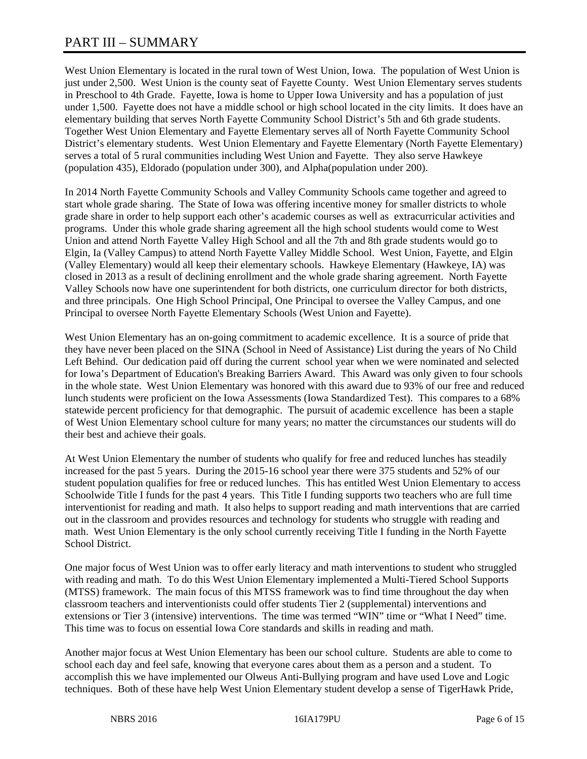# PART III – SUMMARY

West Union Elementary is located in the rural town of West Union, Iowa. The population of West Union is just under 2,500. West Union is the county seat of Fayette County. West Union Elementary serves students in Preschool to 4th Grade. Fayette, Iowa is home to Upper Iowa University and has a population of just under 1,500. Fayette does not have a middle school or high school located in the city limits. It does have an elementary building that serves North Fayette Community School District's 5th and 6th grade students. Together West Union Elementary and Fayette Elementary serves all of North Fayette Community School District's elementary students. West Union Elementary and Fayette Elementary (North Fayette Elementary) serves a total of 5 rural communities including West Union and Fayette. They also serve Hawkeye (population 435), Eldorado (population under 300), and Alpha(population under 200).

In 2014 North Fayette Community Schools and Valley Community Schools came together and agreed to start whole grade sharing. The State of Iowa was offering incentive money for smaller districts to whole grade share in order to help support each other's academic courses as well as extracurricular activities and programs. Under this whole grade sharing agreement all the high school students would come to West Union and attend North Fayette Valley High School and all the 7th and 8th grade students would go to Elgin, Ia (Valley Campus) to attend North Fayette Valley Middle School. West Union, Fayette, and Elgin (Valley Elementary) would all keep their elementary schools. Hawkeye Elementary (Hawkeye, IA) was closed in 2013 as a result of declining enrollment and the whole grade sharing agreement. North Fayette Valley Schools now have one superintendent for both districts, one curriculum director for both districts, and three principals. One High School Principal, One Principal to oversee the Valley Campus, and one Principal to oversee North Fayette Elementary Schools (West Union and Fayette).

West Union Elementary has an on-going commitment to academic excellence. It is a source of pride that they have never been placed on the SINA (School in Need of Assistance) List during the years of No Child Left Behind. Our dedication paid off during the current school year when we were nominated and selected for Iowa's Department of Education's Breaking Barriers Award. This Award was only given to four schools in the whole state. West Union Elementary was honored with this award due to 93% of our free and reduced lunch students were proficient on the Iowa Assessments (Iowa Standardized Test). This compares to a 68% statewide percent proficiency for that demographic. The pursuit of academic excellence has been a staple of West Union Elementary school culture for many years; no matter the circumstances our students will do their best and achieve their goals.

At West Union Elementary the number of students who qualify for free and reduced lunches has steadily increased for the past 5 years. During the 2015-16 school year there were 375 students and 52% of our student population qualifies for free or reduced lunches. This has entitled West Union Elementary to access Schoolwide Title I funds for the past 4 years. This Title I funding supports two teachers who are full time interventionist for reading and math. It also helps to support reading and math interventions that are carried out in the classroom and provides resources and technology for students who struggle with reading and math. West Union Elementary is the only school currently receiving Title I funding in the North Fayette School District.

One major focus of West Union was to offer early literacy and math interventions to student who struggled with reading and math. To do this West Union Elementary implemented a Multi-Tiered School Supports (MTSS) framework. The main focus of this MTSS framework was to find time throughout the day when classroom teachers and interventionists could offer students Tier 2 (supplemental) interventions and extensions or Tier 3 (intensive) interventions. The time was termed "WIN" time or "What I Need" time. This time was to focus on essential Iowa Core standards and skills in reading and math.

Another major focus at West Union Elementary has been our school culture. Students are able to come to school each day and feel safe, knowing that everyone cares about them as a person and a student. To accomplish this we have implemented our Olweus Anti-Bullying program and have used Love and Logic techniques. Both of these have help West Union Elementary student develop a sense of TigerHawk Pride,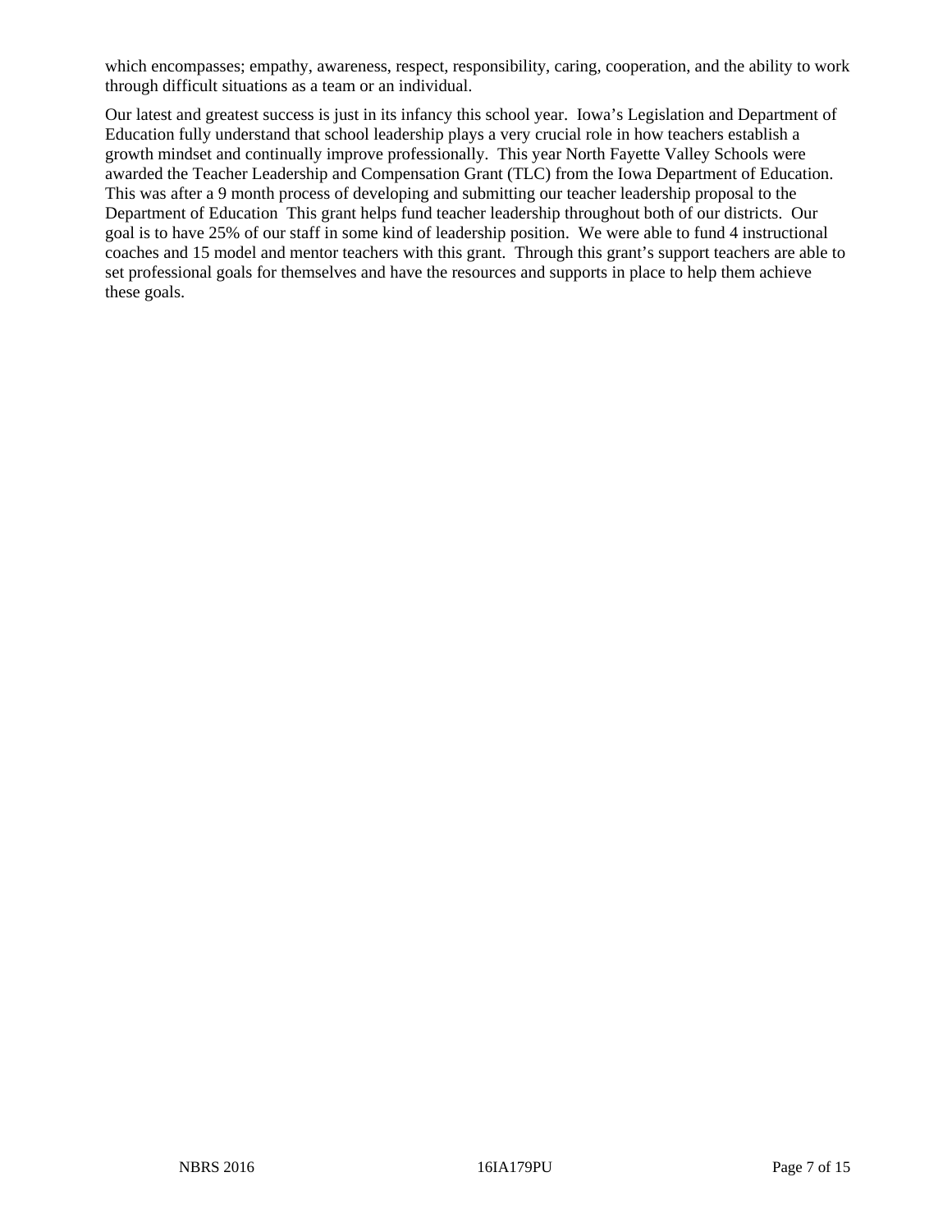which encompasses; empathy, awareness, respect, responsibility, caring, cooperation, and the ability to work through difficult situations as a team or an individual.

Our latest and greatest success is just in its infancy this school year. Iowa's Legislation and Department of Education fully understand that school leadership plays a very crucial role in how teachers establish a growth mindset and continually improve professionally. This year North Fayette Valley Schools were awarded the Teacher Leadership and Compensation Grant (TLC) from the Iowa Department of Education. This was after a 9 month process of developing and submitting our teacher leadership proposal to the Department of Education This grant helps fund teacher leadership throughout both of our districts. Our goal is to have 25% of our staff in some kind of leadership position. We were able to fund 4 instructional coaches and 15 model and mentor teachers with this grant. Through this grant's support teachers are able to set professional goals for themselves and have the resources and supports in place to help them achieve these goals.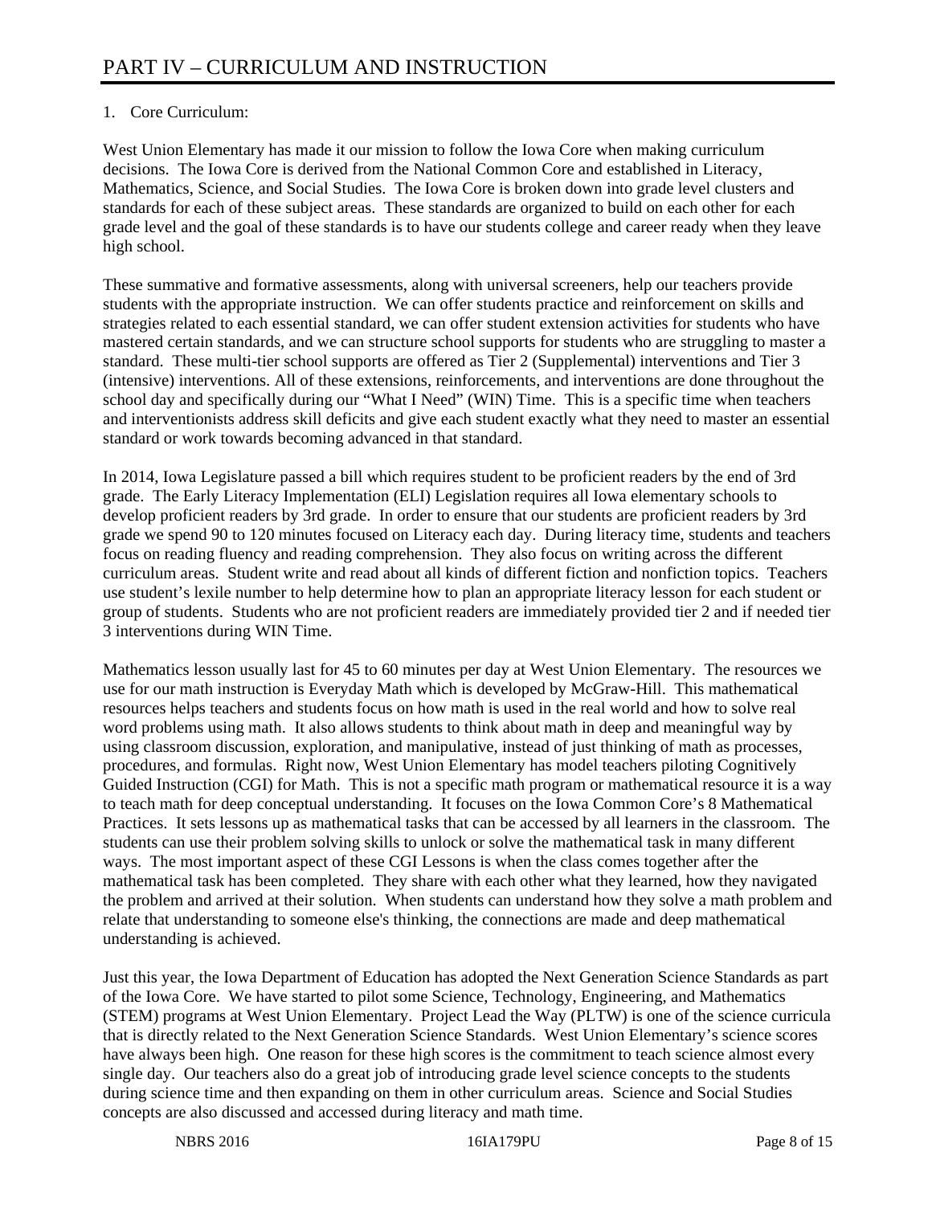# PART IV – CURRICULUM AND INSTRUCTION

1. Core Curriculum:

West Union Elementary has made it our mission to follow the Iowa Core when making curriculum decisions. The Iowa Core is derived from the National Common Core and established in Literacy, Mathematics, Science, and Social Studies. The Iowa Core is broken down into grade level clusters and standards for each of these subject areas. These standards are organized to build on each other for each grade level and the goal of these standards is to have our students college and career ready when they leave high school.

These summative and formative assessments, along with universal screeners, help our teachers provide students with the appropriate instruction. We can offer students practice and reinforcement on skills and strategies related to each essential standard, we can offer student extension activities for students who have mastered certain standards, and we can structure school supports for students who are struggling to master a standard. These multi-tier school supports are offered as Tier 2 (Supplemental) interventions and Tier 3 (intensive) interventions. All of these extensions, reinforcements, and interventions are done throughout the school day and specifically during our "What I Need" (WIN) Time. This is a specific time when teachers and interventionists address skill deficits and give each student exactly what they need to master an essential standard or work towards becoming advanced in that standard.

In 2014, Iowa Legislature passed a bill which requires student to be proficient readers by the end of 3rd grade. The Early Literacy Implementation (ELI) Legislation requires all Iowa elementary schools to develop proficient readers by 3rd grade. In order to ensure that our students are proficient readers by 3rd grade we spend 90 to 120 minutes focused on Literacy each day. During literacy time, students and teachers focus on reading fluency and reading comprehension. They also focus on writing across the different curriculum areas. Student write and read about all kinds of different fiction and nonfiction topics. Teachers use student's lexile number to help determine how to plan an appropriate literacy lesson for each student or group of students. Students who are not proficient readers are immediately provided tier 2 and if needed tier 3 interventions during WIN Time.

Mathematics lesson usually last for 45 to 60 minutes per day at West Union Elementary. The resources we use for our math instruction is Everyday Math which is developed by McGraw-Hill. This mathematical resources helps teachers and students focus on how math is used in the real world and how to solve real word problems using math. It also allows students to think about math in deep and meaningful way by using classroom discussion, exploration, and manipulative, instead of just thinking of math as processes, procedures, and formulas. Right now, West Union Elementary has model teachers piloting Cognitively Guided Instruction (CGI) for Math. This is not a specific math program or mathematical resource it is a way to teach math for deep conceptual understanding. It focuses on the Iowa Common Core's 8 Mathematical Practices. It sets lessons up as mathematical tasks that can be accessed by all learners in the classroom. The students can use their problem solving skills to unlock or solve the mathematical task in many different ways. The most important aspect of these CGI Lessons is when the class comes together after the mathematical task has been completed. They share with each other what they learned, how they navigated the problem and arrived at their solution. When students can understand how they solve a math problem and relate that understanding to someone else's thinking, the connections are made and deep mathematical understanding is achieved.

Just this year, the Iowa Department of Education has adopted the Next Generation Science Standards as part of the Iowa Core. We have started to pilot some Science, Technology, Engineering, and Mathematics (STEM) programs at West Union Elementary. Project Lead the Way (PLTW) is one of the science curricula that is directly related to the Next Generation Science Standards. West Union Elementary's science scores have always been high. One reason for these high scores is the commitment to teach science almost every single day. Our teachers also do a great job of introducing grade level science concepts to the students during science time and then expanding on them in other curriculum areas. Science and Social Studies concepts are also discussed and accessed during literacy and math time.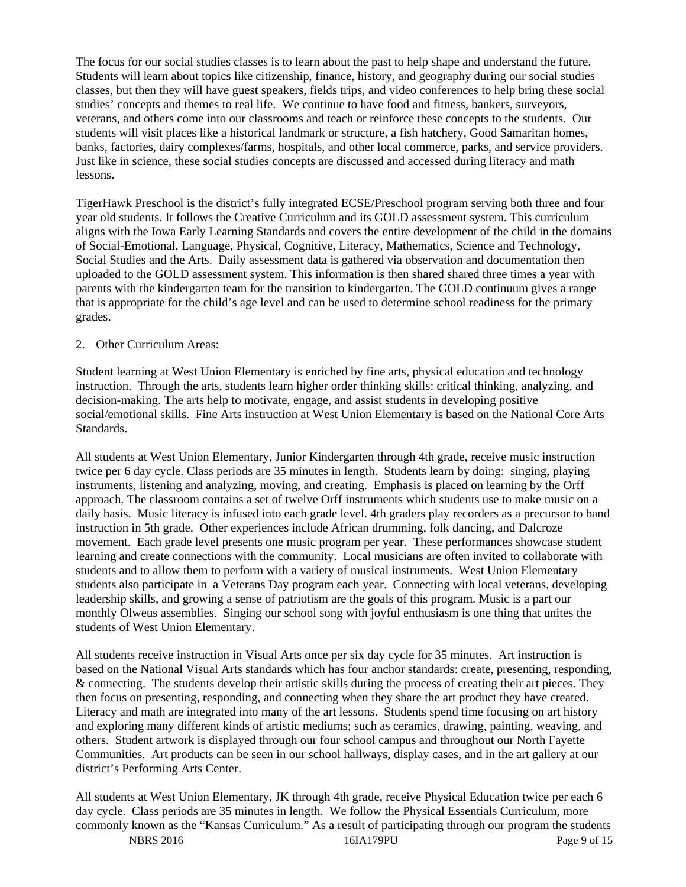The focus for our social studies classes is to learn about the past to help shape and understand the future. Students will learn about topics like citizenship, finance, history, and geography during our social studies classes, but then they will have guest speakers, fields trips, and video conferences to help bring these social studies' concepts and themes to real life. We continue to have food and fitness, bankers, surveyors, veterans, and others come into our classrooms and teach or reinforce these concepts to the students. Our students will visit places like a historical landmark or structure, a fish hatchery, Good Samaritan homes, banks, factories, dairy complexes/farms, hospitals, and other local commerce, parks, and service providers. Just like in science, these social studies concepts are discussed and accessed during literacy and math lessons.

TigerHawk Preschool is the district's fully integrated ECSE/Preschool program serving both three and four year old students. It follows the Creative Curriculum and its GOLD assessment system. This curriculum aligns with the Iowa Early Learning Standards and covers the entire development of the child in the domains of Social-Emotional, Language, Physical, Cognitive, Literacy, Mathematics, Science and Technology, Social Studies and the Arts. Daily assessment data is gathered via observation and documentation then uploaded to the GOLD assessment system. This information is then shared shared three times a year with parents with the kindergarten team for the transition to kindergarten. The GOLD continuum gives a range that is appropriate for the child's age level and can be used to determine school readiness for the primary grades.

2. Other Curriculum Areas:

Student learning at West Union Elementary is enriched by fine arts, physical education and technology instruction. Through the arts, students learn higher order thinking skills: critical thinking, analyzing, and decision-making. The arts help to motivate, engage, and assist students in developing positive social/emotional skills. Fine Arts instruction at West Union Elementary is based on the National Core Arts Standards.

All students at West Union Elementary, Junior Kindergarten through 4th grade, receive music instruction twice per 6 day cycle. Class periods are 35 minutes in length. Students learn by doing: singing, playing instruments, listening and analyzing, moving, and creating. Emphasis is placed on learning by the Orff approach. The classroom contains a set of twelve Orff instruments which students use to make music on a daily basis. Music literacy is infused into each grade level. 4th graders play recorders as a precursor to band instruction in 5th grade. Other experiences include African drumming, folk dancing, and Dalcroze movement. Each grade level presents one music program per year. These performances showcase student learning and create connections with the community. Local musicians are often invited to collaborate with students and to allow them to perform with a variety of musical instruments. West Union Elementary students also participate in a Veterans Day program each year. Connecting with local veterans, developing leadership skills, and growing a sense of patriotism are the goals of this program. Music is a part our monthly Olweus assemblies. Singing our school song with joyful enthusiasm is one thing that unites the students of West Union Elementary.

All students receive instruction in Visual Arts once per six day cycle for 35 minutes. Art instruction is based on the National Visual Arts standards which has four anchor standards: create, presenting, responding, & connecting. The students develop their artistic skills during the process of creating their art pieces. They then focus on presenting, responding, and connecting when they share the art product they have created. Literacy and math are integrated into many of the art lessons. Students spend time focusing on art history and exploring many different kinds of artistic mediums; such as ceramics, drawing, painting, weaving, and others. Student artwork is displayed through our four school campus and throughout our North Fayette Communities. Art products can be seen in our school hallways, display cases, and in the art gallery at our district's Performing Arts Center.

All students at West Union Elementary, JK through 4th grade, receive Physical Education twice per each 6 day cycle. Class periods are 35 minutes in length. We follow the Physical Essentials Curriculum, more commonly known as the "Kansas Curriculum." As a result of participating through our program the students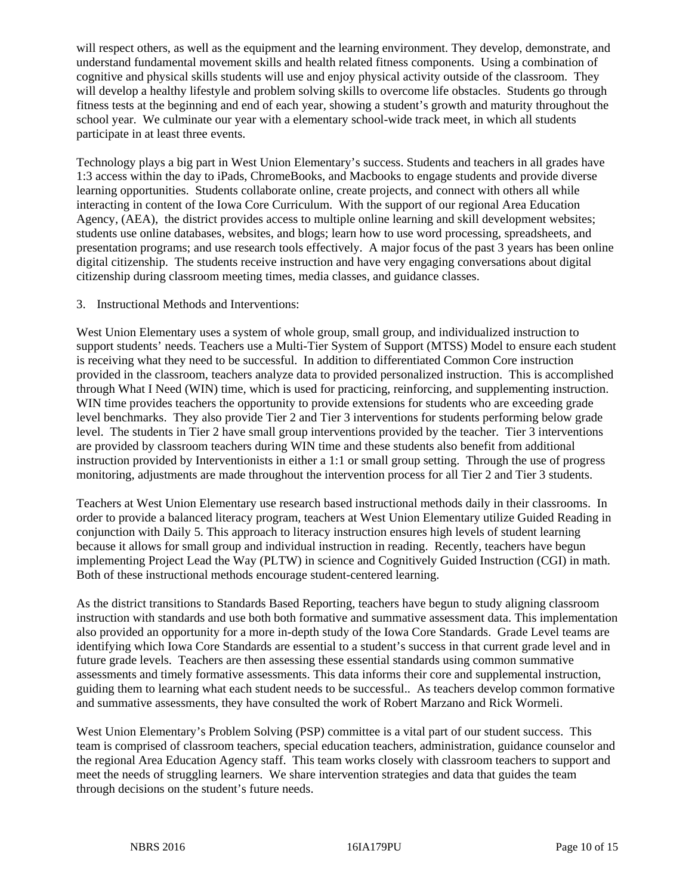will respect others, as well as the equipment and the learning environment. They develop, demonstrate, and understand fundamental movement skills and health related fitness components. Using a combination of cognitive and physical skills students will use and enjoy physical activity outside of the classroom. They will develop a healthy lifestyle and problem solving skills to overcome life obstacles. Students go through fitness tests at the beginning and end of each year, showing a student's growth and maturity throughout the school year. We culminate our year with a elementary school-wide track meet, in which all students participate in at least three events.

Technology plays a big part in West Union Elementary's success. Students and teachers in all grades have 1:3 access within the day to iPads, ChromeBooks, and Macbooks to engage students and provide diverse learning opportunities. Students collaborate online, create projects, and connect with others all while interacting in content of the Iowa Core Curriculum. With the support of our regional Area Education Agency, (AEA), the district provides access to multiple online learning and skill development websites; students use online databases, websites, and blogs; learn how to use word processing, spreadsheets, and presentation programs; and use research tools effectively. A major focus of the past 3 years has been online digital citizenship. The students receive instruction and have very engaging conversations about digital citizenship during classroom meeting times, media classes, and guidance classes.

3. Instructional Methods and Interventions:

West Union Elementary uses a system of whole group, small group, and individualized instruction to support students' needs. Teachers use a Multi-Tier System of Support (MTSS) Model to ensure each student is receiving what they need to be successful. In addition to differentiated Common Core instruction provided in the classroom, teachers analyze data to provided personalized instruction. This is accomplished through What I Need (WIN) time, which is used for practicing, reinforcing, and supplementing instruction. WIN time provides teachers the opportunity to provide extensions for students who are exceeding grade level benchmarks. They also provide Tier 2 and Tier 3 interventions for students performing below grade level. The students in Tier 2 have small group interventions provided by the teacher. Tier 3 interventions are provided by classroom teachers during WIN time and these students also benefit from additional instruction provided by Interventionists in either a 1:1 or small group setting. Through the use of progress monitoring, adjustments are made throughout the intervention process for all Tier 2 and Tier 3 students.

Teachers at West Union Elementary use research based instructional methods daily in their classrooms. In order to provide a balanced literacy program, teachers at West Union Elementary utilize Guided Reading in conjunction with Daily 5. This approach to literacy instruction ensures high levels of student learning because it allows for small group and individual instruction in reading. Recently, teachers have begun implementing Project Lead the Way (PLTW) in science and Cognitively Guided Instruction (CGI) in math. Both of these instructional methods encourage student-centered learning.

As the district transitions to Standards Based Reporting, teachers have begun to study aligning classroom instruction with standards and use both both formative and summative assessment data. This implementation also provided an opportunity for a more in-depth study of the Iowa Core Standards. Grade Level teams are identifying which Iowa Core Standards are essential to a student's success in that current grade level and in future grade levels. Teachers are then assessing these essential standards using common summative assessments and timely formative assessments. This data informs their core and supplemental instruction, guiding them to learning what each student needs to be successful.. As teachers develop common formative and summative assessments, they have consulted the work of Robert Marzano and Rick Wormeli.

West Union Elementary's Problem Solving (PSP) committee is a vital part of our student success. This team is comprised of classroom teachers, special education teachers, administration, guidance counselor and the regional Area Education Agency staff. This team works closely with classroom teachers to support and meet the needs of struggling learners. We share intervention strategies and data that guides the team through decisions on the student's future needs.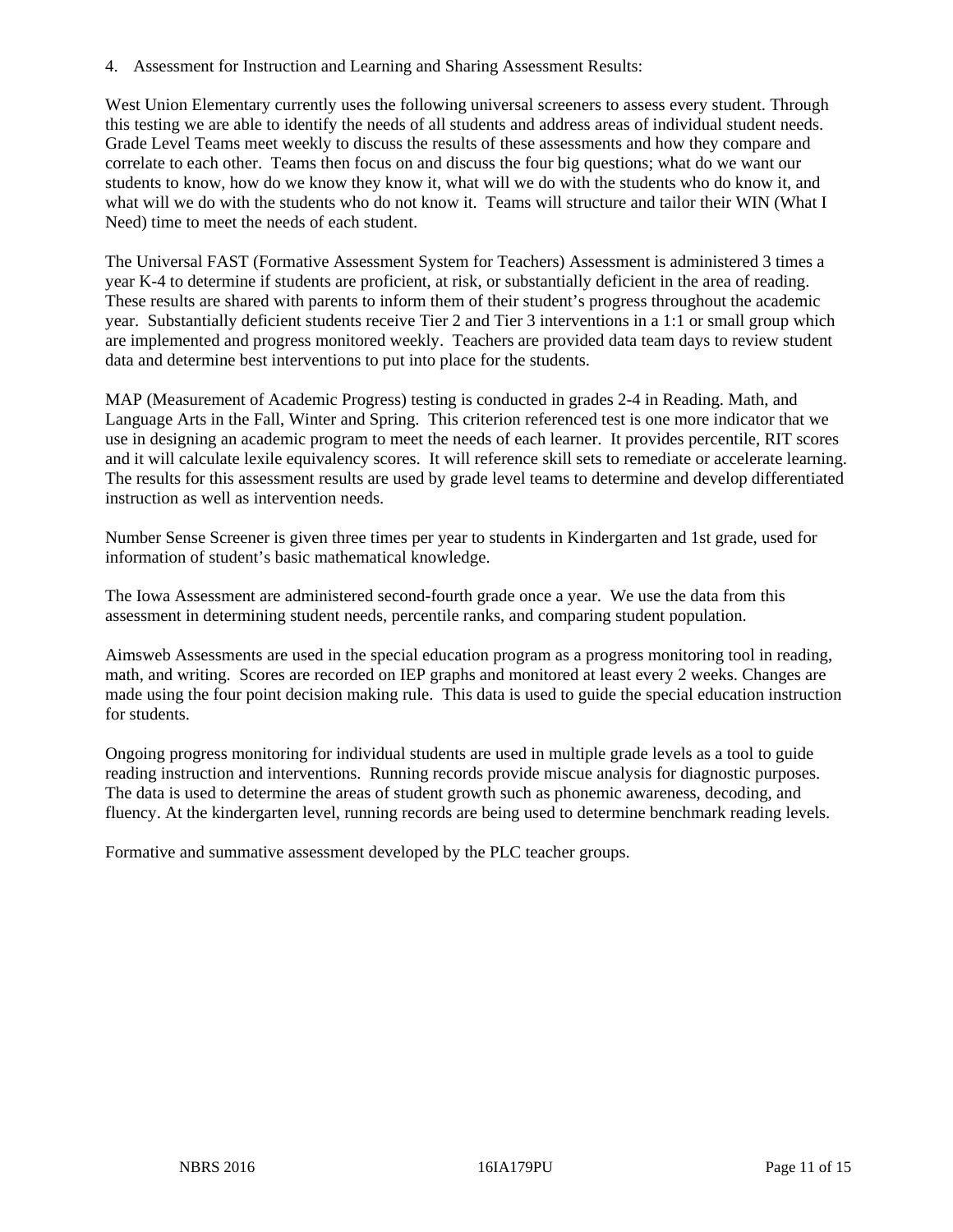4. Assessment for Instruction and Learning and Sharing Assessment Results:

West Union Elementary currently uses the following universal screeners to assess every student. Through this testing we are able to identify the needs of all students and address areas of individual student needs. Grade Level Teams meet weekly to discuss the results of these assessments and how they compare and correlate to each other. Teams then focus on and discuss the four big questions; what do we want our students to know, how do we know they know it, what will we do with the students who do know it, and what will we do with the students who do not know it. Teams will structure and tailor their WIN (What I Need) time to meet the needs of each student.

The Universal FAST (Formative Assessment System for Teachers) Assessment is administered 3 times a year K-4 to determine if students are proficient, at risk, or substantially deficient in the area of reading. These results are shared with parents to inform them of their student's progress throughout the academic year. Substantially deficient students receive Tier 2 and Tier 3 interventions in a 1:1 or small group which are implemented and progress monitored weekly. Teachers are provided data team days to review student data and determine best interventions to put into place for the students.

MAP (Measurement of Academic Progress) testing is conducted in grades 2-4 in Reading. Math, and Language Arts in the Fall, Winter and Spring. This criterion referenced test is one more indicator that we use in designing an academic program to meet the needs of each learner. It provides percentile, RIT scores and it will calculate lexile equivalency scores. It will reference skill sets to remediate or accelerate learning. The results for this assessment results are used by grade level teams to determine and develop differentiated instruction as well as intervention needs.

Number Sense Screener is given three times per year to students in Kindergarten and 1st grade, used for information of student's basic mathematical knowledge.

The Iowa Assessment are administered second-fourth grade once a year. We use the data from this assessment in determining student needs, percentile ranks, and comparing student population.

Aimsweb Assessments are used in the special education program as a progress monitoring tool in reading, math, and writing. Scores are recorded on IEP graphs and monitored at least every 2 weeks. Changes are made using the four point decision making rule. This data is used to guide the special education instruction for students.

Ongoing progress monitoring for individual students are used in multiple grade levels as a tool to guide reading instruction and interventions. Running records provide miscue analysis for diagnostic purposes. The data is used to determine the areas of student growth such as phonemic awareness, decoding, and fluency. At the kindergarten level, running records are being used to determine benchmark reading levels.

Formative and summative assessment developed by the PLC teacher groups.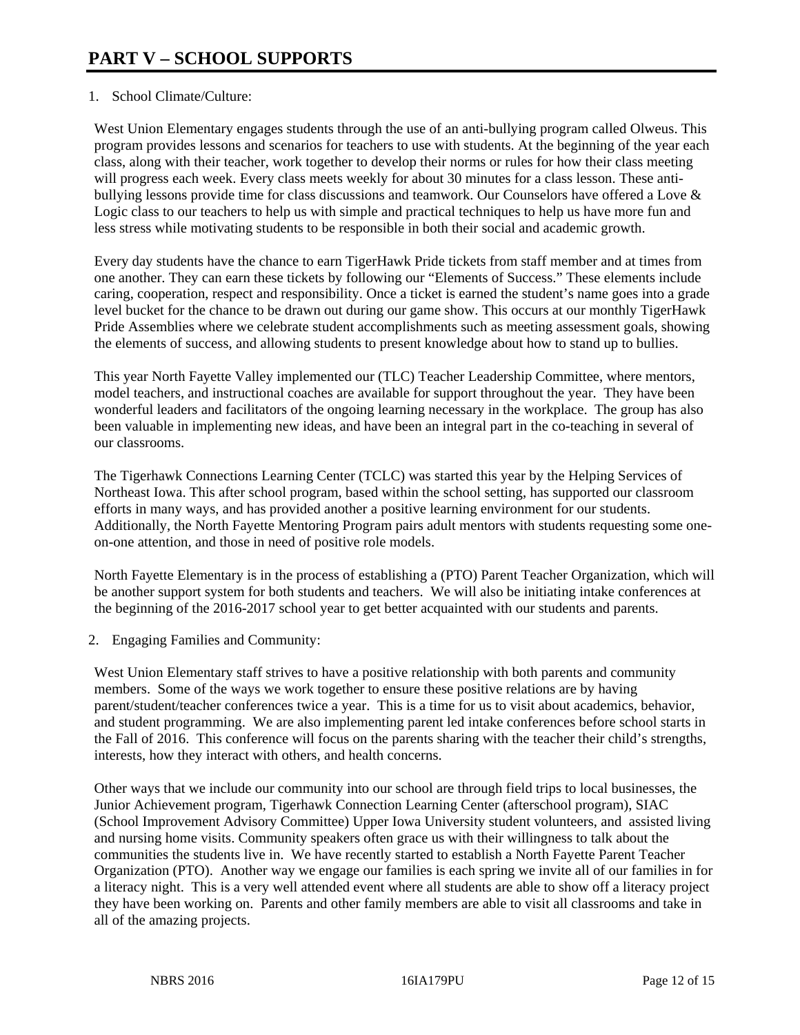# PART V – SCHOOL SUPPORTS

1. School Climate/Culture:

West Union Elementary engages students through the use of an anti-bullying program called Olweus. This program provides lessons and scenarios for teachers to use with students. At the beginning of the year each class, along with their teacher, work together to develop their norms or rules for how their class meeting will progress each week. Every class meets weekly for about 30 minutes for a class lesson. These anti-bullying lessons provide time for class discussions and teamwork. Our Counselors have offered a Love & Logic class to our teachers to help us with simple and practical techniques to help us have more fun and less stress while motivating students to be responsible in both their social and academic growth.

Every day students have the chance to earn TigerHawk Pride tickets from staff member and at times from one another. They can earn these tickets by following our “Elements of Success.” These elements include caring, cooperation, respect and responsibility. Once a ticket is earned the student’s name goes into a grade level bucket for the chance to be drawn out during our game show. This occurs at our monthly TigerHawk Pride Assemblies where we celebrate student accomplishments such as meeting assessment goals, showing the elements of success, and allowing students to present knowledge about how to stand up to bullies.

This year North Fayette Valley implemented our (TLC) Teacher Leadership Committee, where mentors, model teachers, and instructional coaches are available for support throughout the year. They have been wonderful leaders and facilitators of the ongoing learning necessary in the workplace. The group has also been valuable in implementing new ideas, and have been an integral part in the co-teaching in several of our classrooms.

The Tigerhawk Connections Learning Center (TCLC) was started this year by the Helping Services of Northeast Iowa. This after school program, based within the school setting, has supported our classroom efforts in many ways, and has provided another a positive learning environment for our students. Additionally, the North Fayette Mentoring Program pairs adult mentors with students requesting some one-on-one attention, and those in need of positive role models.

North Fayette Elementary is in the process of establishing a (PTO) Parent Teacher Organization, which will be another support system for both students and teachers. We will also be initiating intake conferences at the beginning of the 2016-2017 school year to get better acquainted with our students and parents.

2. Engaging Families and Community:

West Union Elementary staff strives to have a positive relationship with both parents and community members. Some of the ways we work together to ensure these positive relations are by having parent/student/teacher conferences twice a year. This is a time for us to visit about academics, behavior, and student programming. We are also implementing parent led intake conferences before school starts in the Fall of 2016. This conference will focus on the parents sharing with the teacher their child’s strengths, interests, how they interact with others, and health concerns.

Other ways that we include our community into our school are through field trips to local businesses, the Junior Achievement program, Tigerhawk Connection Learning Center (afterschool program), SIAC (School Improvement Advisory Committee) Upper Iowa University student volunteers, and assisted living and nursing home visits. Community speakers often grace us with their willingness to talk about the communities the students live in. We have recently started to establish a North Fayette Parent Teacher Organization (PTO). Another way we engage our families is each spring we invite all of our families in for a literacy night. This is a very well attended event where all students are able to show off a literacy project they have been working on. Parents and other family members are able to visit all classrooms and take in all of the amazing projects.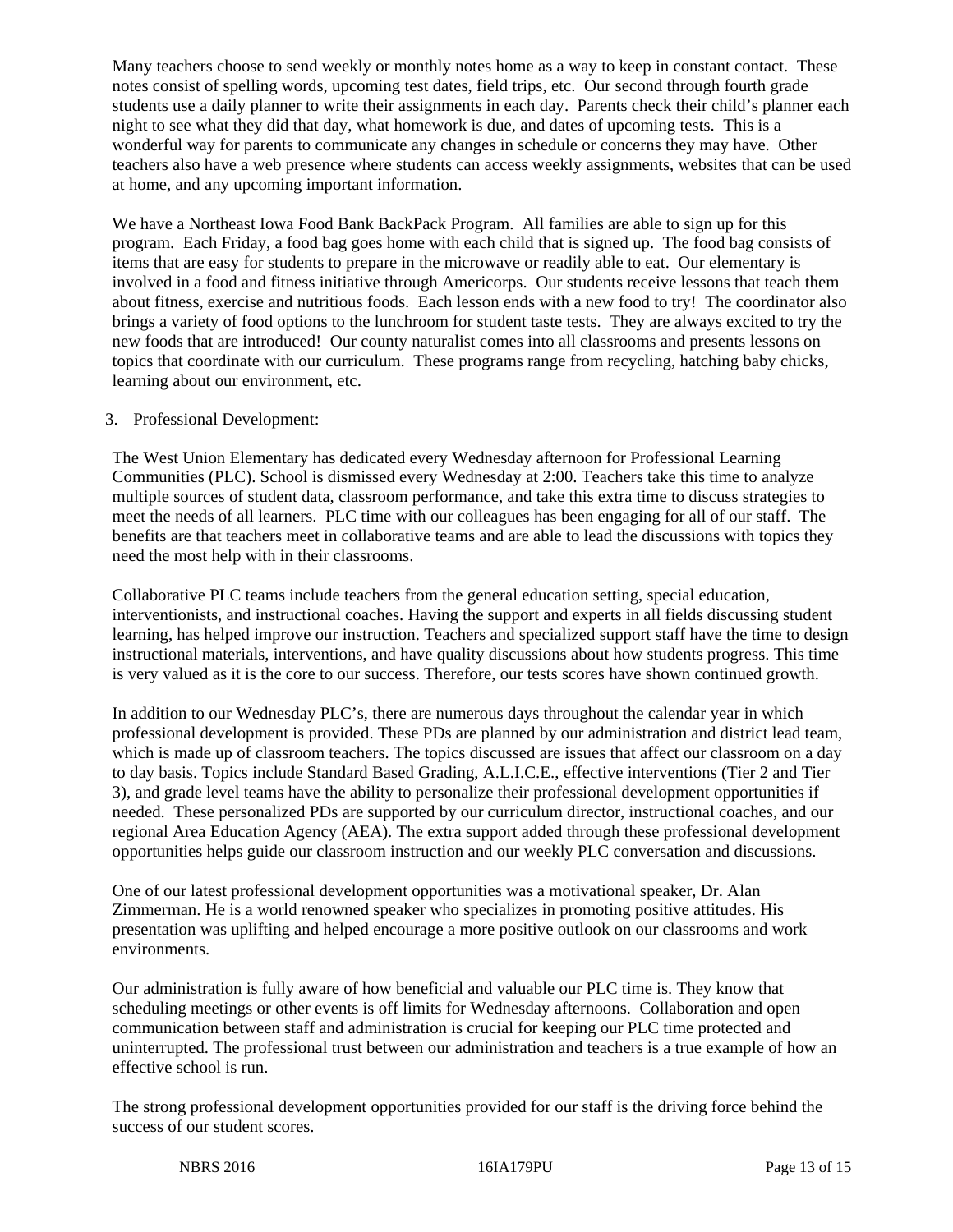Many teachers choose to send weekly or monthly notes home as a way to keep in constant contact. These notes consist of spelling words, upcoming test dates, field trips, etc. Our second through fourth grade students use a daily planner to write their assignments in each day. Parents check their child's planner each night to see what they did that day, what homework is due, and dates of upcoming tests. This is a wonderful way for parents to communicate any changes in schedule or concerns they may have. Other teachers also have a web presence where students can access weekly assignments, websites that can be used at home, and any upcoming important information.

We have a Northeast Iowa Food Bank BackPack Program. All families are able to sign up for this program. Each Friday, a food bag goes home with each child that is signed up. The food bag consists of items that are easy for students to prepare in the microwave or readily able to eat. Our elementary is involved in a food and fitness initiative through Americorps. Our students receive lessons that teach them about fitness, exercise and nutritious foods. Each lesson ends with a new food to try! The coordinator also brings a variety of food options to the lunchroom for student taste tests. They are always excited to try the new foods that are introduced! Our county naturalist comes into all classrooms and presents lessons on topics that coordinate with our curriculum. These programs range from recycling, hatching baby chicks, learning about our environment, etc.

3. Professional Development:

The West Union Elementary has dedicated every Wednesday afternoon for Professional Learning Communities (PLC). School is dismissed every Wednesday at 2:00. Teachers take this time to analyze multiple sources of student data, classroom performance, and take this extra time to discuss strategies to meet the needs of all learners. PLC time with our colleagues has been engaging for all of our staff. The benefits are that teachers meet in collaborative teams and are able to lead the discussions with topics they need the most help with in their classrooms.

Collaborative PLC teams include teachers from the general education setting, special education, interventionists, and instructional coaches. Having the support and experts in all fields discussing student learning, has helped improve our instruction. Teachers and specialized support staff have the time to design instructional materials, interventions, and have quality discussions about how students progress. This time is very valued as it is the core to our success. Therefore, our tests scores have shown continued growth.

In addition to our Wednesday PLC's, there are numerous days throughout the calendar year in which professional development is provided. These PDs are planned by our administration and district lead team, which is made up of classroom teachers. The topics discussed are issues that affect our classroom on a day to day basis. Topics include Standard Based Grading, A.L.I.C.E., effective interventions (Tier 2 and Tier 3), and grade level teams have the ability to personalize their professional development opportunities if needed. These personalized PDs are supported by our curriculum director, instructional coaches, and our regional Area Education Agency (AEA). The extra support added through these professional development opportunities helps guide our classroom instruction and our weekly PLC conversation and discussions.

One of our latest professional development opportunities was a motivational speaker, Dr. Alan Zimmerman. He is a world renowned speaker who specializes in promoting positive attitudes. His presentation was uplifting and helped encourage a more positive outlook on our classrooms and work environments.

Our administration is fully aware of how beneficial and valuable our PLC time is. They know that scheduling meetings or other events is off limits for Wednesday afternoons. Collaboration and open communication between staff and administration is crucial for keeping our PLC time protected and uninterrupted. The professional trust between our administration and teachers is a true example of how an effective school is run.

The strong professional development opportunities provided for our staff is the driving force behind the success of our student scores.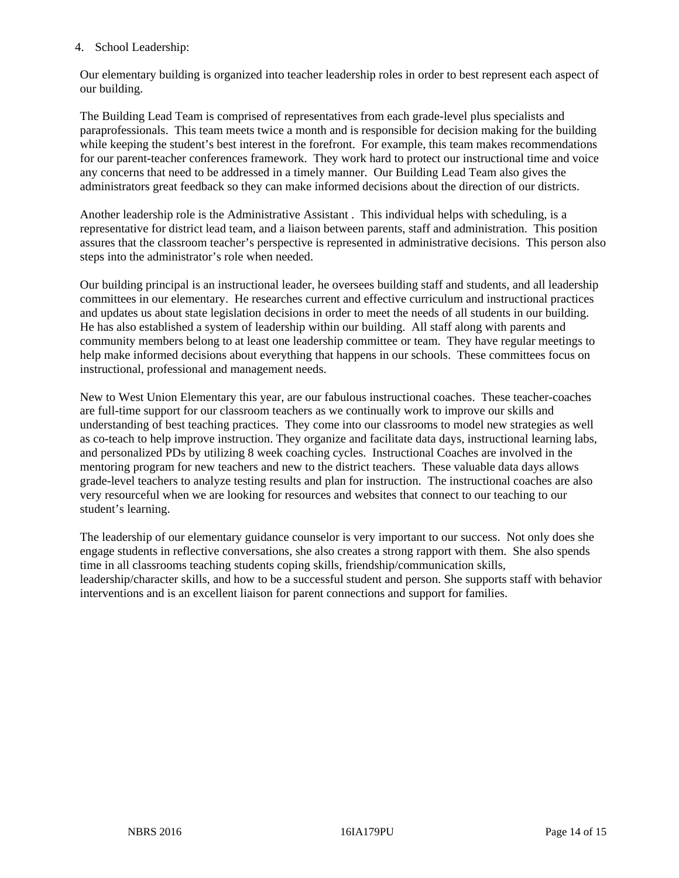4. School Leadership:

Our elementary building is organized into teacher leadership roles in order to best represent each aspect of our building.

The Building Lead Team is comprised of representatives from each grade-level plus specialists and paraprofessionals. This team meets twice a month and is responsible for decision making for the building while keeping the student's best interest in the forefront. For example, this team makes recommendations for our parent-teacher conferences framework. They work hard to protect our instructional time and voice any concerns that need to be addressed in a timely manner. Our Building Lead Team also gives the administrators great feedback so they can make informed decisions about the direction of our districts.

Another leadership role is the Administrative Assistant . This individual helps with scheduling, is a representative for district lead team, and a liaison between parents, staff and administration. This position assures that the classroom teacher's perspective is represented in administrative decisions. This person also steps into the administrator's role when needed.

Our building principal is an instructional leader, he oversees building staff and students, and all leadership committees in our elementary. He researches current and effective curriculum and instructional practices and updates us about state legislation decisions in order to meet the needs of all students in our building. He has also established a system of leadership within our building. All staff along with parents and community members belong to at least one leadership committee or team. They have regular meetings to help make informed decisions about everything that happens in our schools. These committees focus on instructional, professional and management needs.

New to West Union Elementary this year, are our fabulous instructional coaches. These teacher-coaches are full-time support for our classroom teachers as we continually work to improve our skills and understanding of best teaching practices. They come into our classrooms to model new strategies as well as co-teach to help improve instruction. They organize and facilitate data days, instructional learning labs, and personalized PDs by utilizing 8 week coaching cycles. Instructional Coaches are involved in the mentoring program for new teachers and new to the district teachers. These valuable data days allows grade-level teachers to analyze testing results and plan for instruction. The instructional coaches are also very resourceful when we are looking for resources and websites that connect to our teaching to our student's learning.

The leadership of our elementary guidance counselor is very important to our success. Not only does she engage students in reflective conversations, she also creates a strong rapport with them. She also spends time in all classrooms teaching students coping skills, friendship/communication skills, leadership/character skills, and how to be a successful student and person. She supports staff with behavior interventions and is an excellent liaison for parent connections and support for families.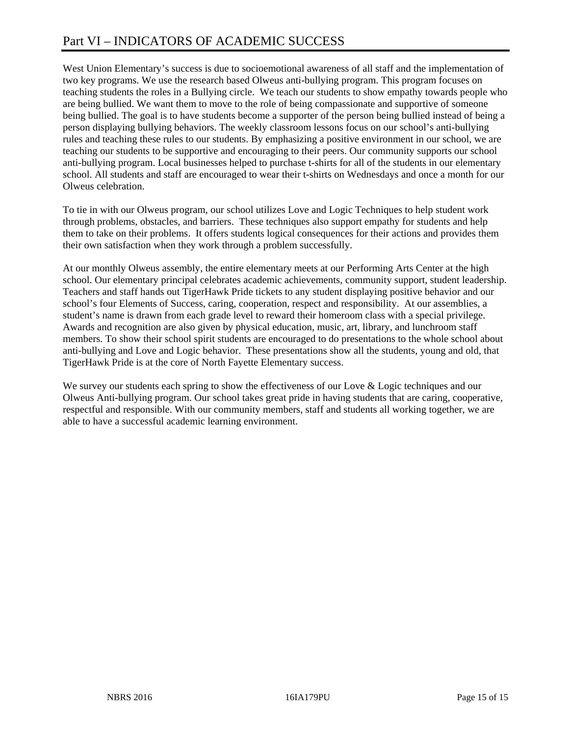# Part VI – INDICATORS OF ACADEMIC SUCCESS

West Union Elementary's success is due to socioemotional awareness of all staff and the implementation of two key programs. We use the research based Olweus anti-bullying program. This program focuses on teaching students the roles in a Bullying circle. We teach our students to show empathy towards people who are being bullied. We want them to move to the role of being compassionate and supportive of someone being bullied. The goal is to have students become a supporter of the person being bullied instead of being a person displaying bullying behaviors. The weekly classroom lessons focus on our school's anti-bullying rules and teaching these rules to our students. By emphasizing a positive environment in our school, we are teaching our students to be supportive and encouraging to their peers. Our community supports our school anti-bullying program. Local businesses helped to purchase t-shirts for all of the students in our elementary school. All students and staff are encouraged to wear their t-shirts on Wednesdays and once a month for our Olweus celebration.

To tie in with our Olweus program, our school utilizes Love and Logic Techniques to help student work through problems, obstacles, and barriers. These techniques also support empathy for students and help them to take on their problems. It offers students logical consequences for their actions and provides them their own satisfaction when they work through a problem successfully.

At our monthly Olweus assembly, the entire elementary meets at our Performing Arts Center at the high school. Our elementary principal celebrates academic achievements, community support, student leadership. Teachers and staff hands out TigerHawk Pride tickets to any student displaying positive behavior and our school's four Elements of Success, caring, cooperation, respect and responsibility. At our assemblies, a student's name is drawn from each grade level to reward their homeroom class with a special privilege. Awards and recognition are also given by physical education, music, art, library, and lunchroom staff members. To show their school spirit students are encouraged to do presentations to the whole school about anti-bullying and Love and Logic behavior. These presentations show all the students, young and old, that TigerHawk Pride is at the core of North Fayette Elementary success.

We survey our students each spring to show the effectiveness of our Love & Logic techniques and our Olweus Anti-bullying program. Our school takes great pride in having students that are caring, cooperative, respectful and responsible. With our community members, staff and students all working together, we are able to have a successful academic learning environment.